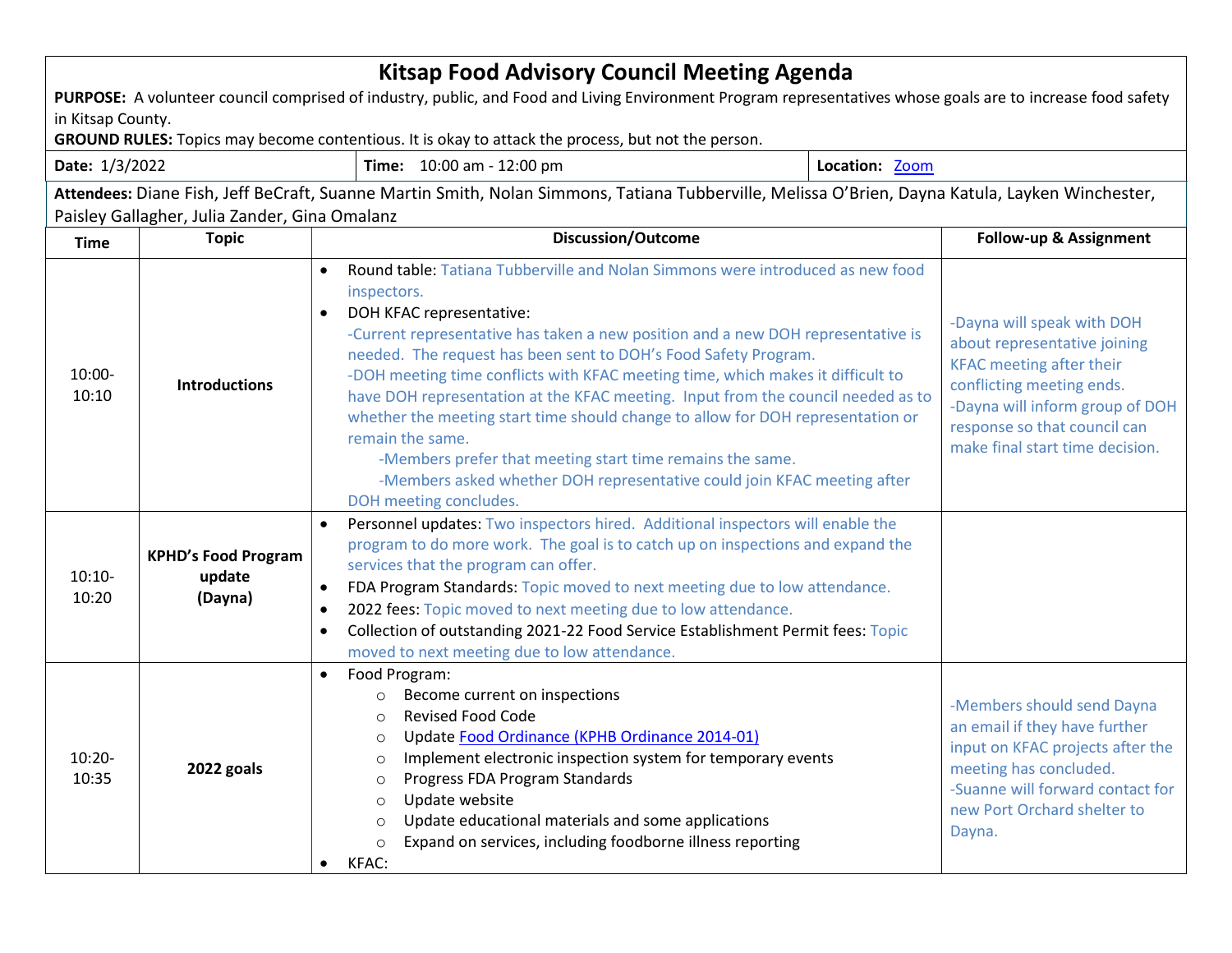# Kitsap Food Advisory Council Meeting Agenda

**PURPOSE:** A volunteer council comprised of industry, public, and Food and Living Environment Program representatives whose goals are to increase food safety in Kitsap County.

**GROUND RULES:** Topics may become contentious. It is okay to attack the process, but not the person.

| **Date:** 1/3/2022 | **Time:** 10:00 am - 12:00 pm | **Location:** [Zoom]() |
|---|---|---|

**Attendees:** Diane Fish, Jeff BeCraft, Suanne Martin Smith, Nolan Simmons, Tatiana Tubberville, Melissa O'Brien, Dayna Katula, Layken Winchester, Paisley Gallagher, Julia Zander, Gina Omalanz

| Time | Topic | Discussion/Outcome | Follow-up & Assignment |
|---|---|---|---|
| 10:00-10:10 | **Introductions** | • Round table: Tatiana Tubberville and Nolan Simmons were introduced as new food inspectors.<br>• DOH KFAC representative:<br>-Current representative has taken a new position and a new DOH representative is needed. The request has been sent to DOH's Food Safety Program.<br>-DOH meeting time conflicts with KFAC meeting time, which makes it difficult to have DOH representation at the KFAC meeting. Input from the council needed as to whether the meeting start time should change to allow for DOH representation or remain the same.<br>-Members prefer that meeting start time remains the same.<br>-Members asked whether DOH representative could join KFAC meeting after DOH meeting concludes. | -Dayna will speak with DOH about representative joining KFAC meeting after their conflicting meeting ends.<br>-Dayna will inform group of DOH response so that council can make final start time decision. |
| 10:10-10:20 | **KPHD's Food Program update (Dayna)** | • Personnel updates: Two inspectors hired. Additional inspectors will enable the program to do more work. The goal is to catch up on inspections and expand the services that the program can offer.<br>• FDA Program Standards: Topic moved to next meeting due to low attendance.<br>• 2022 fees: Topic moved to next meeting due to low attendance.<br>• Collection of outstanding 2021-22 Food Service Establishment Permit fees: Topic moved to next meeting due to low attendance. | |
| 10:20-10:35 | **2022 goals** | • Food Program:<br>○ Become current on inspections<br>○ Revised Food Code<br>○ Update [Food Ordinance (KPHB Ordinance 2014-01)]()<br>○ Implement electronic inspection system for temporary events<br>○ Progress FDA Program Standards<br>○ Update website<br>○ Update educational materials and some applications<br>○ Expand on services, including foodborne illness reporting<br>• KFAC: | -Members should send Dayna an email if they have further input on KFAC projects after the meeting has concluded.<br>-Suanne will forward contact for new Port Orchard shelter to Dayna. |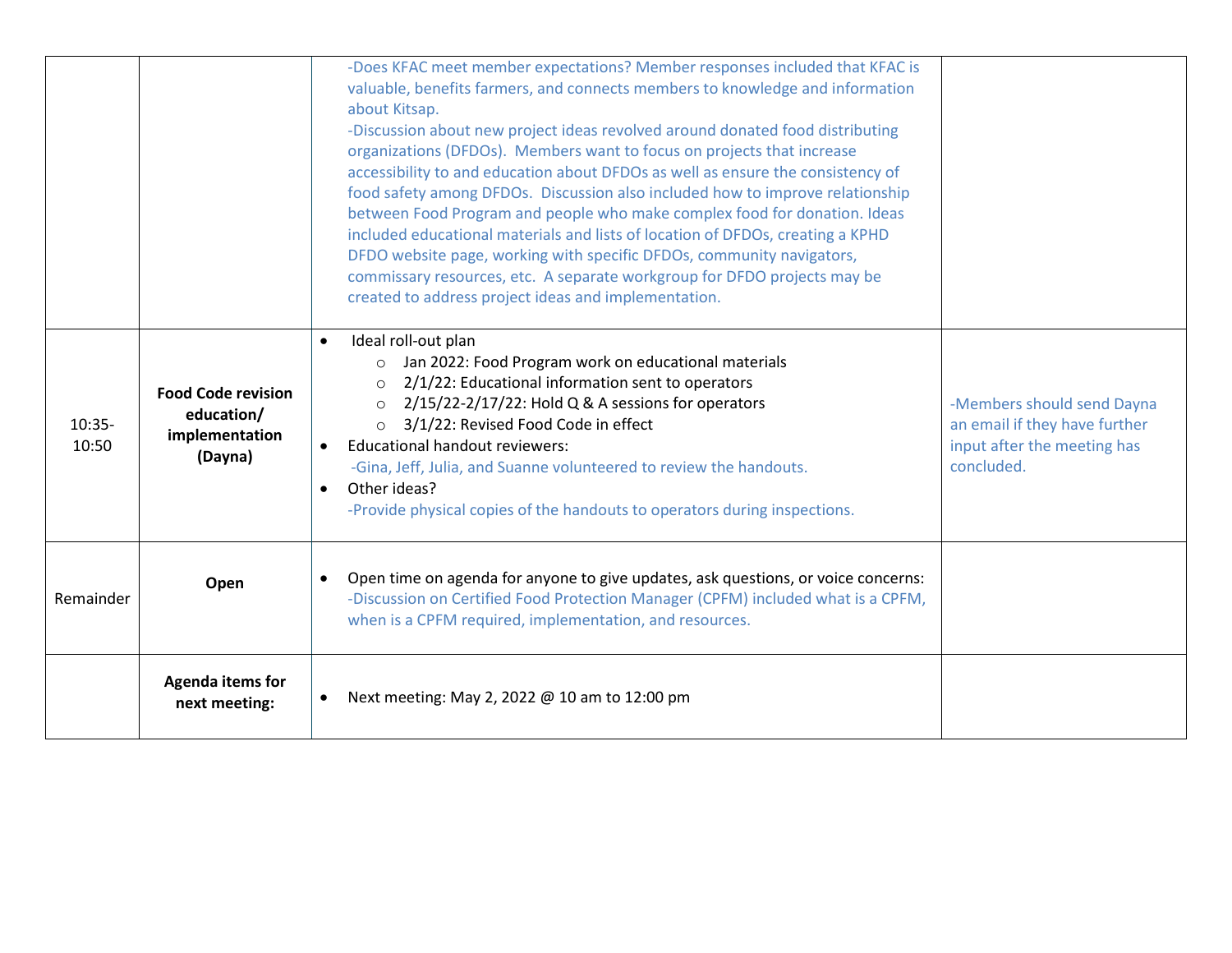| | | | |
|---|---|---|---|
| | | -Does KFAC meet member expectations? Member responses included that KFAC is valuable, benefits farmers, and connects members to knowledge and information about Kitsap.<br>-Discussion about new project ideas revolved around donated food distributing organizations (DFDOs). Members want to focus on projects that increase accessibility to and education about DFDOs as well as ensure the consistency of food safety among DFDOs. Discussion also included how to improve relationship between Food Program and people who make complex food for donation. Ideas included educational materials and lists of location of DFDOs, creating a KPHD DFDO website page, working with specific DFDOs, community navigators, commissary resources, etc. A separate workgroup for DFDO projects may be created to address project ideas and implementation. | |
| 10:35-10:50 | **Food Code revision education/ implementation (Dayna)** | • Ideal roll-out plan<br>  ○ Jan 2022: Food Program work on educational materials<br>  ○ 2/1/22: Educational information sent to operators<br>  ○ 2/15/22-2/17/22: Hold Q & A sessions for operators<br>  ○ 3/1/22: Revised Food Code in effect<br>• Educational handout reviewers:<br>-Gina, Jeff, Julia, and Suanne volunteered to review the handouts.<br>• Other ideas?<br>-Provide physical copies of the handouts to operators during inspections. | -Members should send Dayna an email if they have further input after the meeting has concluded. |
| Remainder | **Open** | • Open time on agenda for anyone to give updates, ask questions, or voice concerns:<br>-Discussion on Certified Food Protection Manager (CPFM) included what is a CPFM, when is a CPFM required, implementation, and resources. | |
| | **Agenda items for next meeting:** | • Next meeting: May 2, 2022 @ 10 am to 12:00 pm | |